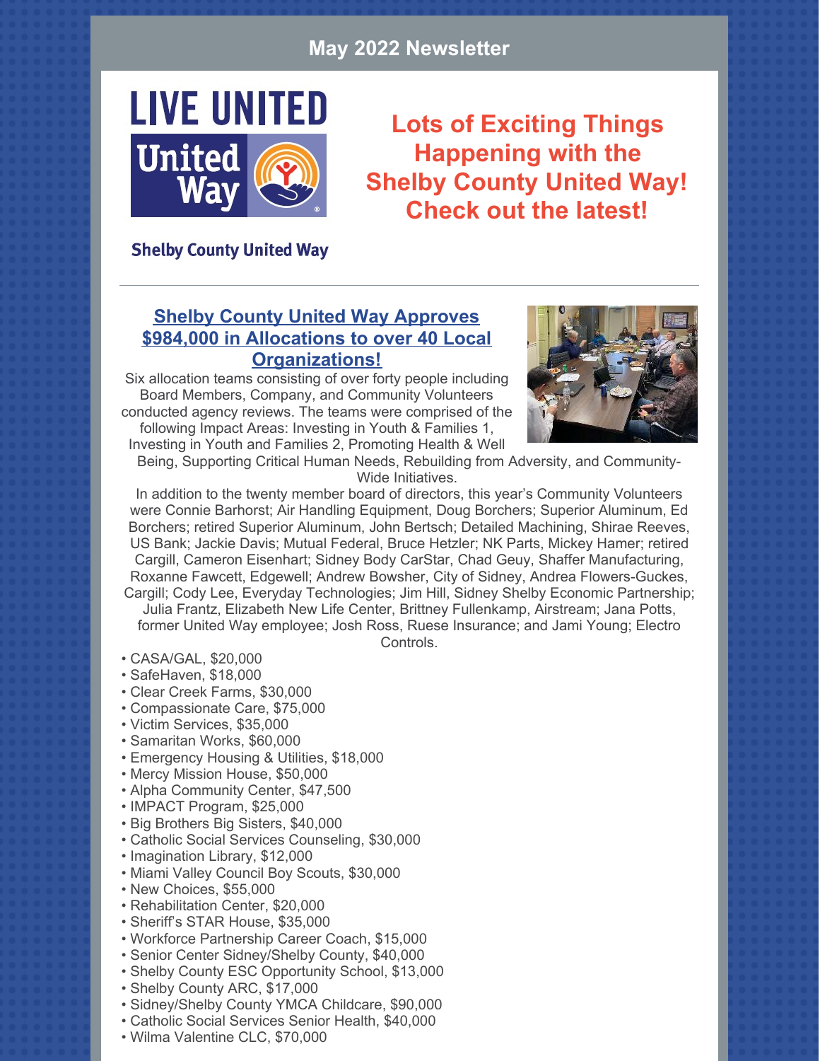## May 2022 Newsletter

LIVE UNITED

United Way

Shelby County United Way

# Lots of Exciting Things Happening with the Shelby County United Way! Check out the latest!

---

### Shelby County United Way Approves $984,000 in Allocations to over 40 Local Organizations!

Six allocation teams consisting of over forty people including Board Members, Company, and Community Volunteers conducted agency reviews. The teams were comprised of the following Impact Areas: Investing in Youth & Families 1, Investing in Youth and Families 2, Promoting Health & Well Being, Supporting Critical Human Needs, Rebuilding from Adversity, and Community-Wide Initiatives.

In addition to the twenty member board of directors, this year's Community Volunteers were Connie Barhorst; Air Handling Equipment, Doug Borchers; Superior Aluminum, Ed Borchers; retired Superior Aluminum, John Bertsch; Detailed Machining, Shirae Reeves, US Bank; Jackie Davis; Mutual Federal, Bruce Hetzler; NK Parts, Mickey Hamer; retired Cargill, Cameron Eisenhart; Sidney Body CarStar, Chad Geuy, Shaffer Manufacturing, Roxanne Fawcett, Edgewell; Andrew Bowsher, City of Sidney, Andrea Flowers-Guckes, Cargill; Cody Lee, Everyday Technologies; Jim Hill, Sidney Shelby Economic Partnership; Julia Frantz, Elizabeth New Life Center, Brittney Fullenkamp, Airstream; Jana Potts, former United Way employee; Josh Ross, Ruese Insurance; and Jami Young; Electro Controls.

- CASA/GAL, $20,000
- SafeHaven, $18,000
- Clear Creek Farms, $30,000
- Compassionate Care, $75,000
- Victim Services, $35,000
- Samaritan Works, $60,000
- Emergency Housing & Utilities, $18,000
- Mercy Mission House, $50,000
- Alpha Community Center, $47,500
- IMPACT Program, $25,000
- Big Brothers Big Sisters, $40,000
- Catholic Social Services Counseling, $30,000
- Imagination Library, $12,000
- Miami Valley Council Boy Scouts, $30,000
- New Choices, $55,000
- Rehabilitation Center, $20,000
- Sheriff's STAR House, $35,000
- Workforce Partnership Career Coach, $15,000
- Senior Center Sidney/Shelby County, $40,000
- Shelby County ESC Opportunity School, $13,000
- Shelby County ARC, $17,000
- Sidney/Shelby County YMCA Childcare, $90,000
- Catholic Social Services Senior Health, $40,000
- Wilma Valentine CLC, $70,000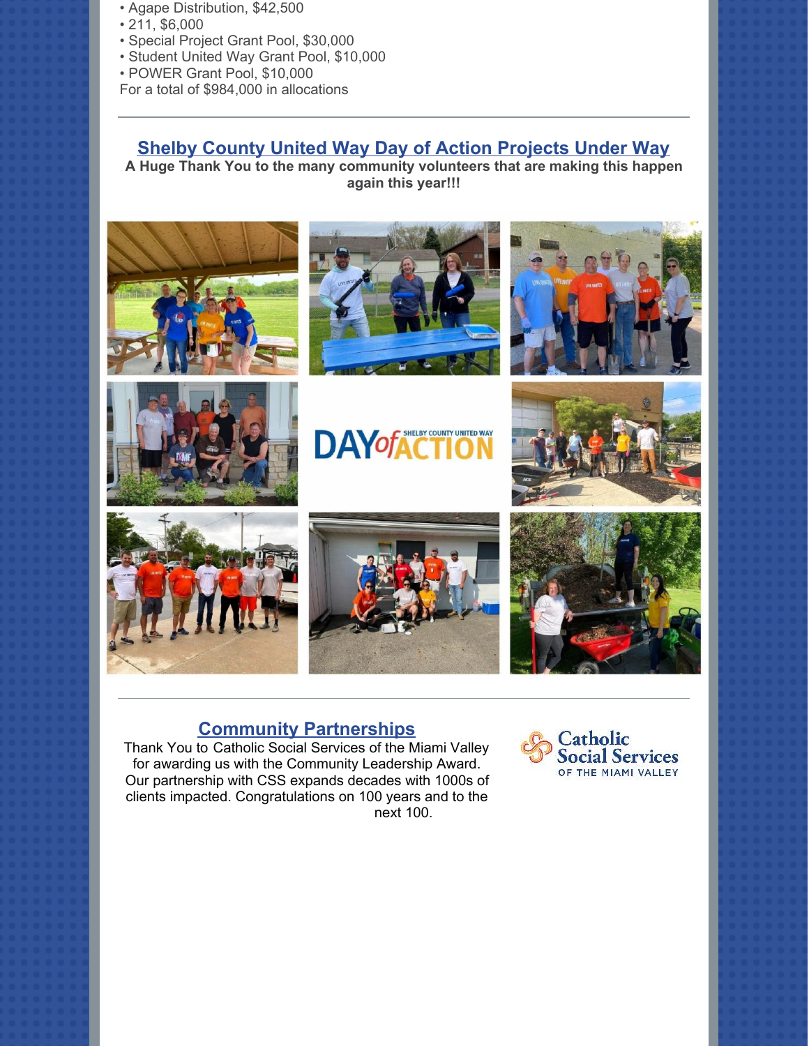- Agape Distribution, $42,500
- 211, $6,000
- Special Project Grant Pool, $30,000
- Student United Way Grant Pool, $10,000
- POWER Grant Pool, $10,000

For a total of $984,000 in allocations

---

## Shelby County United Way Day of Action Projects Under Way

**A Huge Thank You to the many community volunteers that are making this happen again this year!!!**

---

## Community Partnerships

Thank You to Catholic Social Services of the Miami Valley for awarding us with the Community Leadership Award. Our partnership with CSS expands decades with 1000s of clients impacted. Congratulations on 100 years and to the next 100.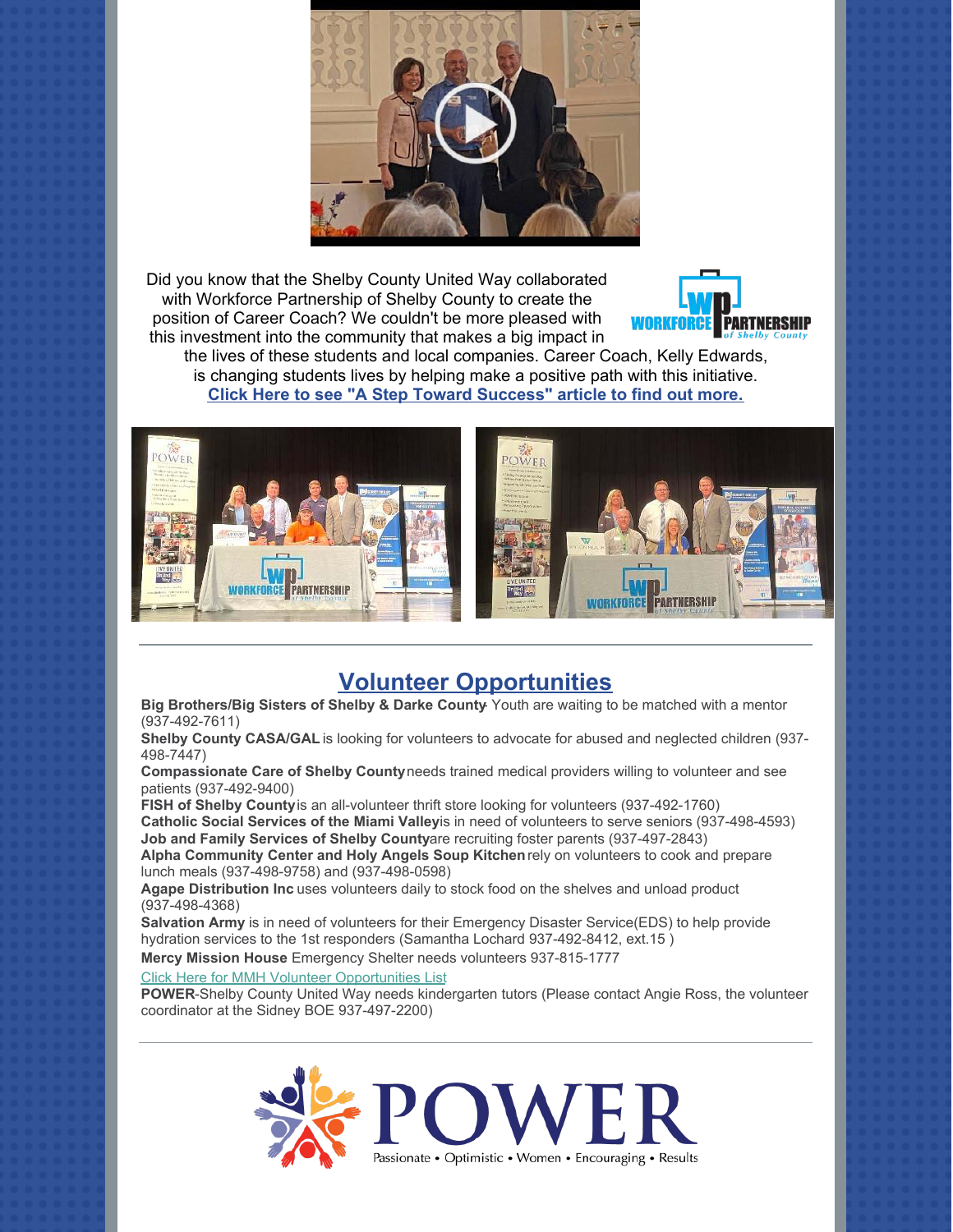Did you know that the Shelby County United Way collaborated with Workforce Partnership of Shelby County to create the position of Career Coach? We couldn't be more pleased with this investment into the community that makes a big impact in the lives of these students and local companies. Career Coach, Kelly Edwards, is changing students lives by helping make a positive path with this initiative.

**Click Here to see "A Step Toward Success" article to find out more.**

## Volunteer Opportunities

**Big Brothers/Big Sisters of Shelby & Darke County**- Youth are waiting to be matched with a mentor (937-492-7611)

**Shelby County CASA/GAL** is looking for volunteers to advocate for abused and neglected children (937-498-7447)

**Compassionate Care of Shelby County** needs trained medical providers willing to volunteer and see patients (937-492-9400)

**FISH of Shelby County** is an all-volunteer thrift store looking for volunteers (937-492-1760)

**Catholic Social Services of the Miami Valley** is in need of volunteers to serve seniors (937-498-4593)

**Job and Family Services of Shelby County** are recruiting foster parents (937-497-2843)

**Alpha Community Center and Holy Angels Soup Kitchen** rely on volunteers to cook and prepare lunch meals (937-498-9758) and (937-498-0598)

**Agape Distribution Inc** uses volunteers daily to stock food on the shelves and unload product (937-498-4368)

**Salvation Army** is in need of volunteers for their Emergency Disaster Service(EDS) to help provide hydration services to the 1st responders (Samantha Lochard 937-492-8412, ext.15 )

**Mercy Mission House** Emergency Shelter needs volunteers 937-815-1777

Click Here for MMH Volunteer Opportunities List

**POWER**-Shelby County United Way needs kindergarten tutors (Please contact Angie Ross, the volunteer coordinator at the Sidney BOE 937-497-2200)

POWER

Passionate • Optimistic • Women • Encouraging • Results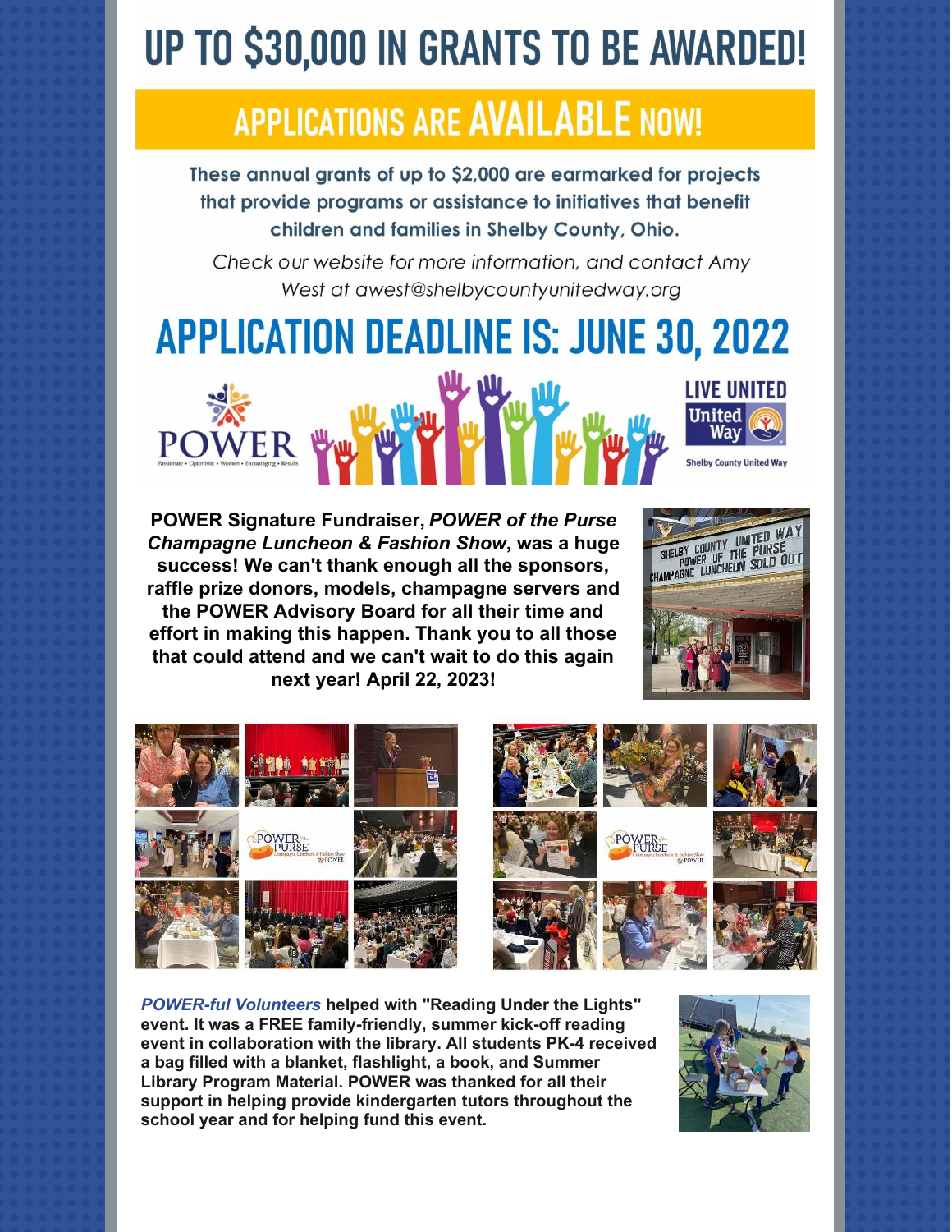# UP TO $30,000 IN GRANTS TO BE AWARDED!

## APPLICATIONS ARE AVAILABLE NOW!

**These annual grants of up to $2,000 are earmarked for projects that provide programs or assistance to initiatives that benefit children and families in Shelby County, Ohio.**

*Check our website for more information, and contact Amy West at awest@shelbycountyunitedway.org*

## APPLICATION DEADLINE IS: JUNE 30, 2022

POWER — Passionate • Optimistic • Women • Encouraging • Results

LIVE UNITED — United Way — Shelby County United Way

**POWER Signature Fundraiser, *POWER of the Purse Champagne Luncheon & Fashion Show*, was a huge success! We can't thank enough all the sponsors, raffle prize donors, models, champagne servers and the POWER Advisory Board for all their time and effort in making this happen. Thank you to all those that could attend and we can't wait to do this again next year! April 22, 2023!**

***POWER-ful Volunteers*** **helped with "Reading Under the Lights" event. It was a FREE family-friendly, summer kick-off reading event in collaboration with the library. All students PK-4 received a bag filled with a blanket, flashlight, a book, and Summer Library Program Material. POWER was thanked for all their support in helping provide kindergarten tutors throughout the school year and for helping fund this event.**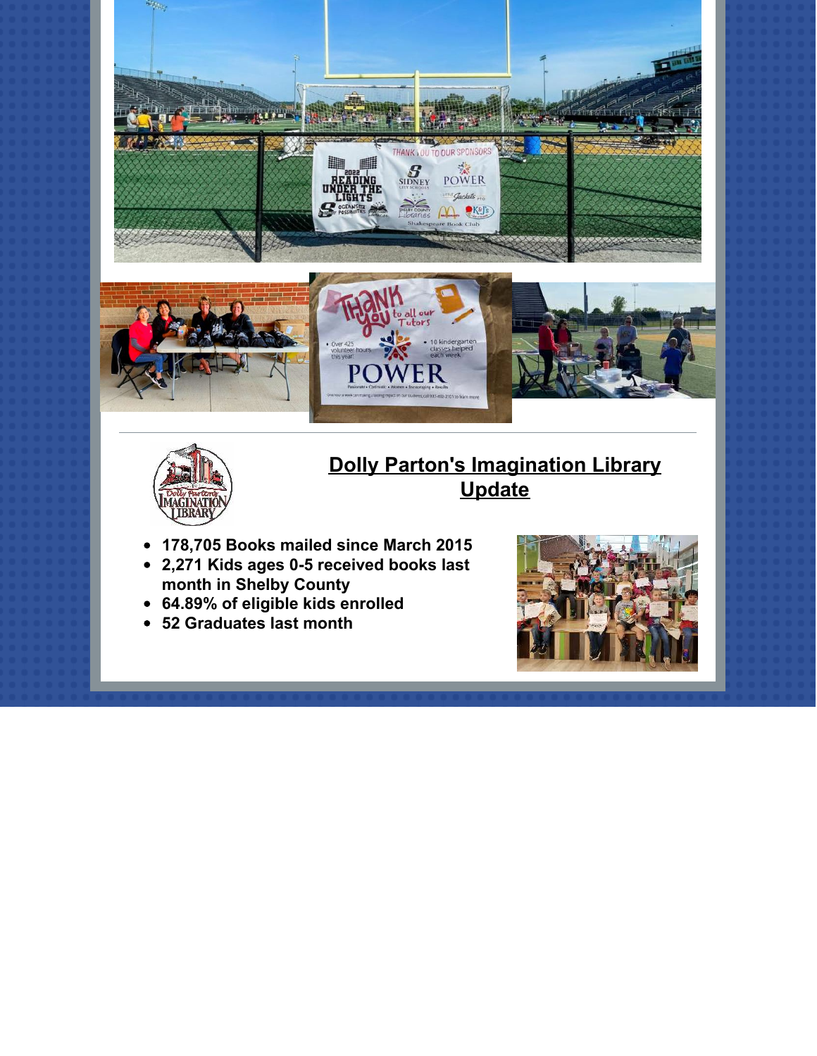## Dolly Parton's Imagination Library Update

- **178,705 Books mailed since March 2015**
- **2,271 Kids ages 0-5 received books last month in Shelby County**
- **64.89% of eligible kids enrolled**
- **52 Graduates last month**